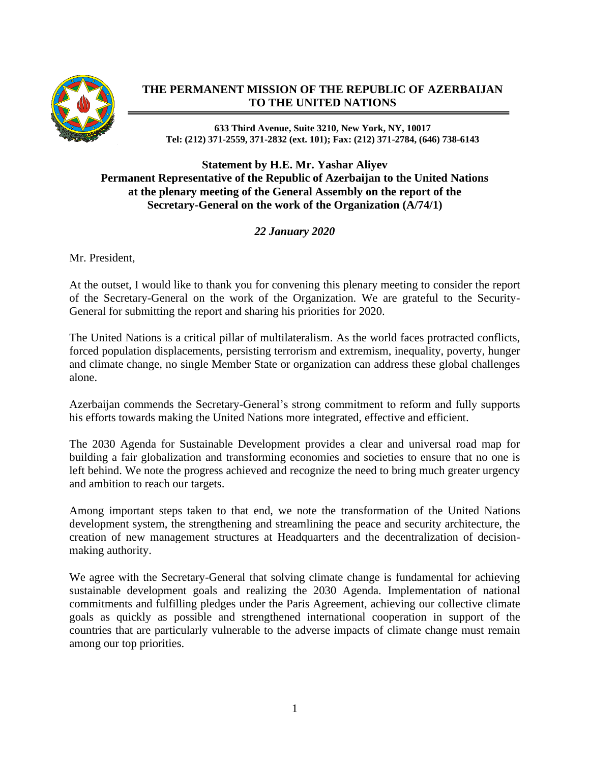# THE PERMANENT MISSION OF THE REPUBLIC OF AZERBAIJAN TO THE UNITED NATIONS

**633 Third Avenue, Suite 3210, New York, NY, 10017**
**Tel: (212) 371-2559, 371-2832 (ext. 101); Fax: (212) 371-2784, (646) 738-6143**

## Statement by H.E. Mr. Yashar Aliyev
## Permanent Representative of the Republic of Azerbaijan to the United Nations at the plenary meeting of the General Assembly on the report of the Secretary-General on the work of the Organization (A/74/1)

***22 January 2020***

Mr. President,

At the outset, I would like to thank you for convening this plenary meeting to consider the report of the Secretary-General on the work of the Organization. We are grateful to the Security-General for submitting the report and sharing his priorities for 2020.

The United Nations is a critical pillar of multilateralism. As the world faces protracted conflicts, forced population displacements, persisting terrorism and extremism, inequality, poverty, hunger and climate change, no single Member State or organization can address these global challenges alone.

Azerbaijan commends the Secretary-General's strong commitment to reform and fully supports his efforts towards making the United Nations more integrated, effective and efficient.

The 2030 Agenda for Sustainable Development provides a clear and universal road map for building a fair globalization and transforming economies and societies to ensure that no one is left behind. We note the progress achieved and recognize the need to bring much greater urgency and ambition to reach our targets.

Among important steps taken to that end, we note the transformation of the United Nations development system, the strengthening and streamlining the peace and security architecture, the creation of new management structures at Headquarters and the decentralization of decision-making authority.

We agree with the Secretary-General that solving climate change is fundamental for achieving sustainable development goals and realizing the 2030 Agenda. Implementation of national commitments and fulfilling pledges under the Paris Agreement, achieving our collective climate goals as quickly as possible and strengthened international cooperation in support of the countries that are particularly vulnerable to the adverse impacts of climate change must remain among our top priorities.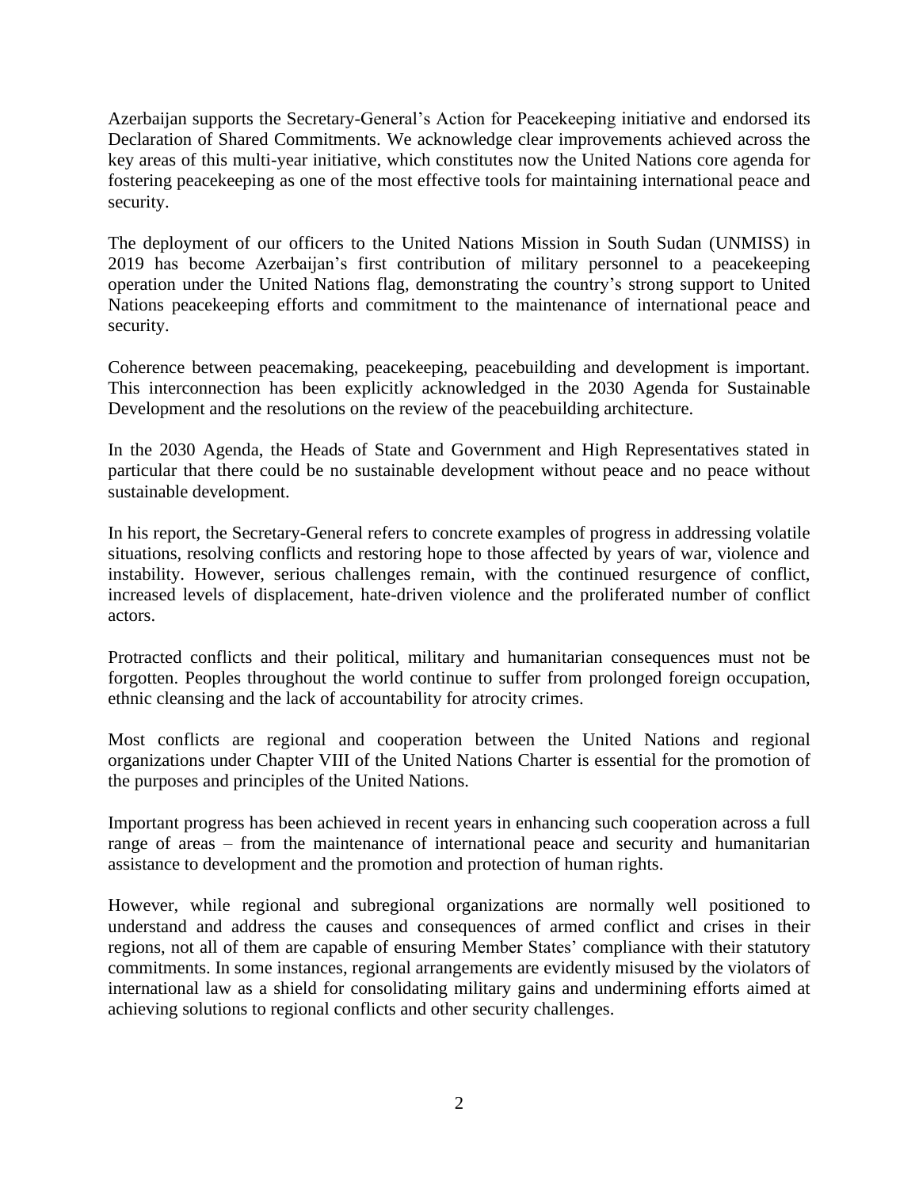Azerbaijan supports the Secretary-General's Action for Peacekeeping initiative and endorsed its Declaration of Shared Commitments. We acknowledge clear improvements achieved across the key areas of this multi-year initiative, which constitutes now the United Nations core agenda for fostering peacekeeping as one of the most effective tools for maintaining international peace and security.

The deployment of our officers to the United Nations Mission in South Sudan (UNMISS) in 2019 has become Azerbaijan's first contribution of military personnel to a peacekeeping operation under the United Nations flag, demonstrating the country's strong support to United Nations peacekeeping efforts and commitment to the maintenance of international peace and security.

Coherence between peacemaking, peacekeeping, peacebuilding and development is important. This interconnection has been explicitly acknowledged in the 2030 Agenda for Sustainable Development and the resolutions on the review of the peacebuilding architecture.

In the 2030 Agenda, the Heads of State and Government and High Representatives stated in particular that there could be no sustainable development without peace and no peace without sustainable development.

In his report, the Secretary-General refers to concrete examples of progress in addressing volatile situations, resolving conflicts and restoring hope to those affected by years of war, violence and instability. However, serious challenges remain, with the continued resurgence of conflict, increased levels of displacement, hate-driven violence and the proliferated number of conflict actors.

Protracted conflicts and their political, military and humanitarian consequences must not be forgotten. Peoples throughout the world continue to suffer from prolonged foreign occupation, ethnic cleansing and the lack of accountability for atrocity crimes.

Most conflicts are regional and cooperation between the United Nations and regional organizations under Chapter VIII of the United Nations Charter is essential for the promotion of the purposes and principles of the United Nations.

Important progress has been achieved in recent years in enhancing such cooperation across a full range of areas – from the maintenance of international peace and security and humanitarian assistance to development and the promotion and protection of human rights.

However, while regional and subregional organizations are normally well positioned to understand and address the causes and consequences of armed conflict and crises in their regions, not all of them are capable of ensuring Member States' compliance with their statutory commitments. In some instances, regional arrangements are evidently misused by the violators of international law as a shield for consolidating military gains and undermining efforts aimed at achieving solutions to regional conflicts and other security challenges.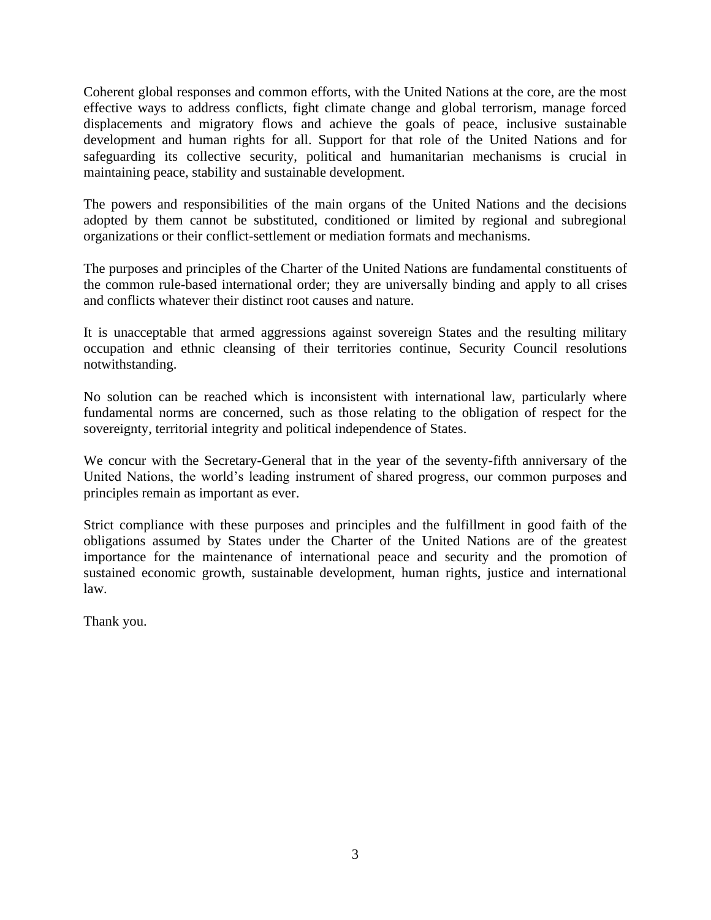Coherent global responses and common efforts, with the United Nations at the core, are the most effective ways to address conflicts, fight climate change and global terrorism, manage forced displacements and migratory flows and achieve the goals of peace, inclusive sustainable development and human rights for all. Support for that role of the United Nations and for safeguarding its collective security, political and humanitarian mechanisms is crucial in maintaining peace, stability and sustainable development.

The powers and responsibilities of the main organs of the United Nations and the decisions adopted by them cannot be substituted, conditioned or limited by regional and subregional organizations or their conflict-settlement or mediation formats and mechanisms.

The purposes and principles of the Charter of the United Nations are fundamental constituents of the common rule-based international order; they are universally binding and apply to all crises and conflicts whatever their distinct root causes and nature.

It is unacceptable that armed aggressions against sovereign States and the resulting military occupation and ethnic cleansing of their territories continue, Security Council resolutions notwithstanding.

No solution can be reached which is inconsistent with international law, particularly where fundamental norms are concerned, such as those relating to the obligation of respect for the sovereignty, territorial integrity and political independence of States.

We concur with the Secretary-General that in the year of the seventy-fifth anniversary of the United Nations, the world's leading instrument of shared progress, our common purposes and principles remain as important as ever.

Strict compliance with these purposes and principles and the fulfillment in good faith of the obligations assumed by States under the Charter of the United Nations are of the greatest importance for the maintenance of international peace and security and the promotion of sustained economic growth, sustainable development, human rights, justice and international law.

Thank you.